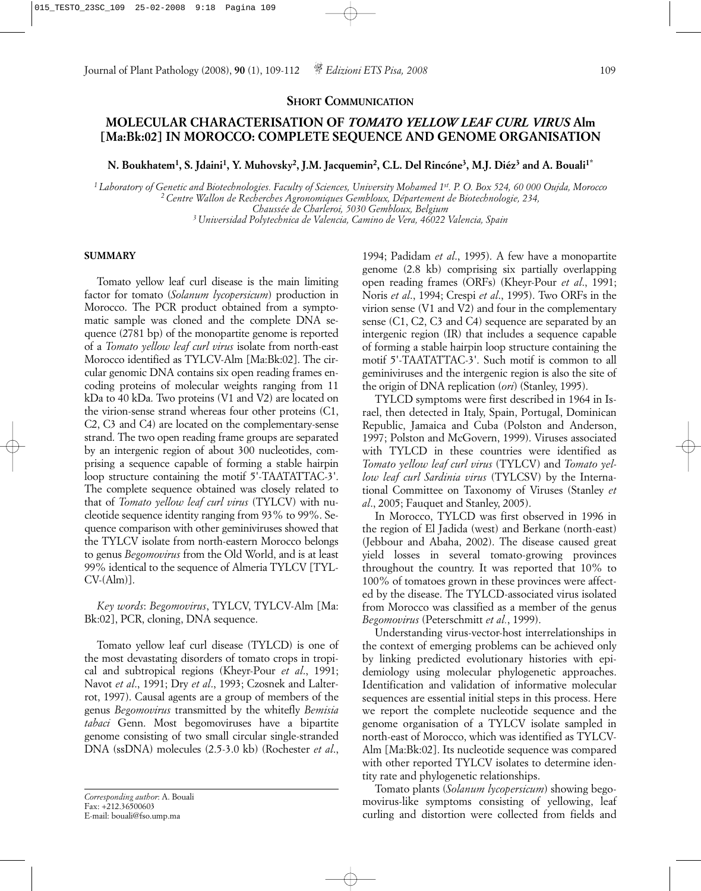**SHORT COMMUNICATION**

# MOLECULAR CHARACTERISATION OF *TOMATO YELLOW LEAF CURL VIRUS* Alm [Ma:Bk:02] IN MOROCCO: COMPLETE SEQUENCE AND GENOME ORGANISATION

**N. Boukhatem[1], S. Jdaini[1], Y. Muhovsky[2], J.M. Jacquemin[2], C.L. Del Rincóne[3], M.J. Diéz[3] and A. Bouali[1*]**

[1] *Laboratory of Genetic and Biotechnologies. Faculty of Sciences, University Mohamed 1st. P. O. Box 524, 60 000 Oujda, Morocco*
[2] *Centre Wallon de Recherches Agronomiques Gembloux, Département de Biotechnologie, 234, Chaussée de Charleroi, 5030 Gembloux, Belgium*
[3] *Universidad Polytechnica de Valencia, Camino de Vera, 46022 Valencia, Spain*

## SUMMARY

Tomato yellow leaf curl disease is the main limiting factor for tomato (*Solanum lycopersicum*) production in Morocco. The PCR product obtained from a symptomatic sample was cloned and the complete DNA sequence (2781 bp) of the monopartite genome is reported of a *Tomato yellow leaf curl virus* isolate from north-east Morocco identified as TYLCV-Alm [Ma:Bk:02]. The circular genomic DNA contains six open reading frames encoding proteins of molecular weights ranging from 11 kDa to 40 kDa. Two proteins (V1 and V2) are located on the virion-sense strand whereas four other proteins (C1, C2, C3 and C4) are located on the complementary-sense strand. The two open reading frame groups are separated by an intergenic region of about 300 nucleotides, comprising a sequence capable of forming a stable hairpin loop structure containing the motif 5'-TAATATTAC-3'. The complete sequence obtained was closely related to that of *Tomato yellow leaf curl virus* (TYLCV) with nucleotide sequence identity ranging from 93% to 99%. Sequence comparison with other geminiviruses showed that the TYLCV isolate from north-eastern Morocco belongs to genus *Begomovirus* from the Old World, and is at least 99% identical to the sequence of Almeria TYLCV [TYLCV-(Alm)].

*Key words*: *Begomovirus*, TYLCV, TYLCV-Alm [Ma:Bk:02], PCR, cloning, DNA sequence.

Tomato yellow leaf curl disease (TYLCD) is one of the most devastating disorders of tomato crops in tropical and subtropical regions (Kheyr-Pour *et al*., 1991; Navot *et al*., 1991; Dry *et al*., 1993; Czosnek and Lalterrot, 1997). Causal agents are a group of members of the genus *Begomovirus* transmitted by the whitefly *Bemisia tabaci* Genn. Most begomoviruses have a bipartite genome consisting of two small circular single-stranded DNA (ssDNA) molecules (2.5-3.0 kb) (Rochester *et al*., 1994; Padidam *et al*., 1995). A few have a monopartite genome (2.8 kb) comprising six partially overlapping open reading frames (ORFs) (Kheyr-Pour *et al*., 1991; Noris *et al*., 1994; Crespi *et al*., 1995). Two ORFs in the virion sense (V1 and V2) and four in the complementary sense (C1, C2, C3 and C4) sequence are separated by an intergenic region (IR) that includes a sequence capable of forming a stable hairpin loop structure containing the motif 5'-TAATATTAC-3'. Such motif is common to all geminiviruses and the intergenic region is also the site of the origin of DNA replication (*ori*) (Stanley, 1995).

TYLCD symptoms were first described in 1964 in Israel, then detected in Italy, Spain, Portugal, Dominican Republic, Jamaica and Cuba (Polston and Anderson, 1997; Polston and McGovern, 1999). Viruses associated with TYLCD in these countries were identified as *Tomato yellow leaf curl virus* (TYLCV) and *Tomato yellow leaf curl Sardinia virus* (TYLCSV) by the International Committee on Taxonomy of Viruses (Stanley *et al*., 2005; Fauquet and Stanley, 2005).

In Morocco, TYLCD was first observed in 1996 in the region of El Jadida (west) and Berkane (north-east) (Jebbour and Abaha, 2002). The disease caused great yield losses in several tomato-growing provinces throughout the country. It was reported that 10% to 100% of tomatoes grown in these provinces were affected by the disease. The TYLCD-associated virus isolated from Morocco was classified as a member of the genus *Begomovirus* (Peterschmitt *et al.*, 1999).

Understanding virus-vector-host interrelationships in the context of emerging problems can be achieved only by linking predicted evolutionary histories with epidemiology using molecular phylogenetic approaches. Identification and validation of informative molecular sequences are essential initial steps in this process. Here we report the complete nucleotide sequence and the genome organisation of a TYLCV isolate sampled in north-east of Morocco, which was identified as TYLCV-Alm [Ma:Bk:02]. Its nucleotide sequence was compared with other reported TYLCV isolates to determine identity rate and phylogenetic relationships.

Tomato plants (*Solanum lycopersicum*) showing begomovirus-like symptoms consisting of yellowing, leaf curling and distortion were collected from fields and

*Corresponding author*: A. Bouali
Fax: +212.36500603
E-mail: bouali@fso.ump.ma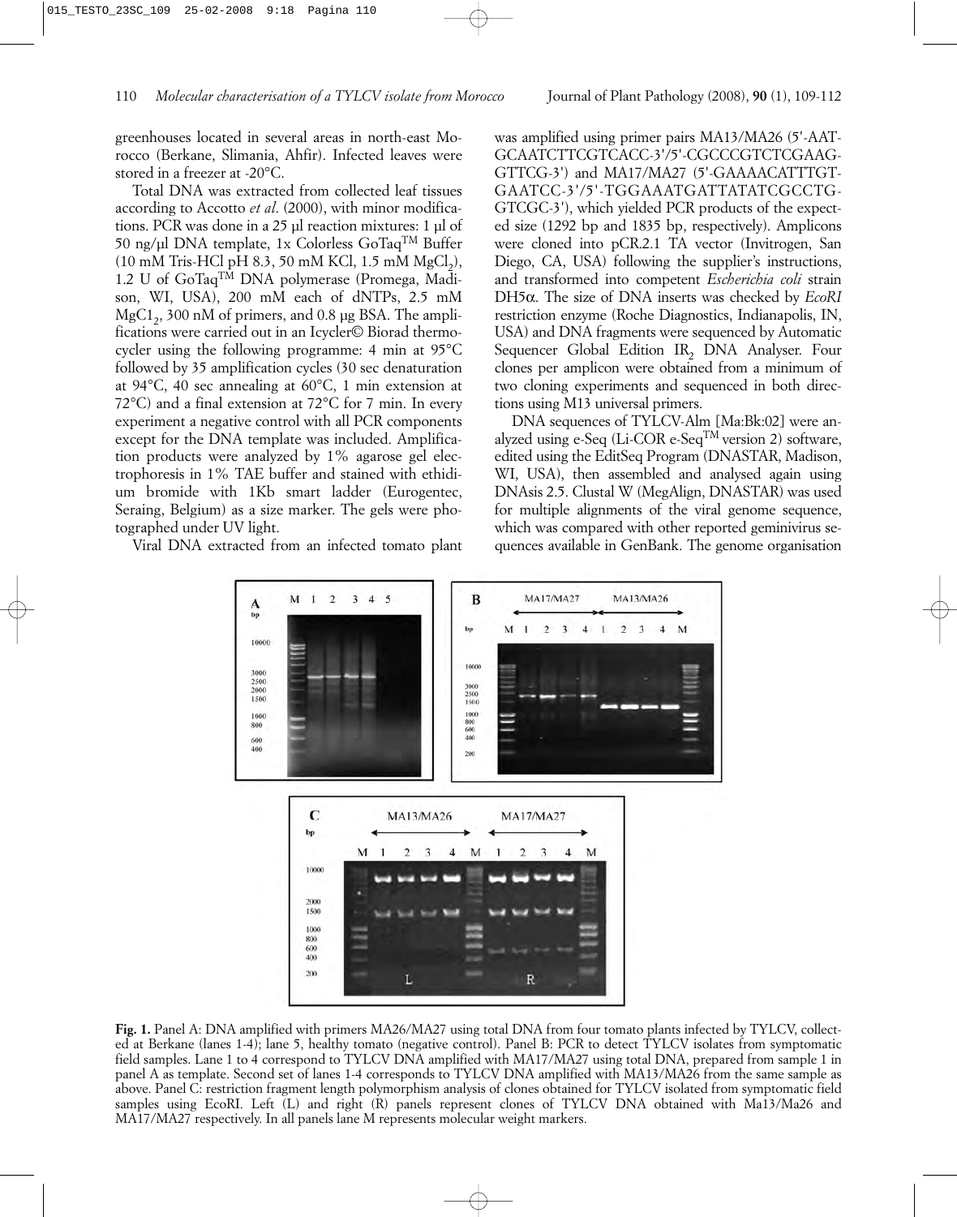greenhouses located in several areas in north-east Morocco (Berkane, Slimania, Ahfir). Infected leaves were stored in a freezer at -20°C.

Total DNA was extracted from collected leaf tissues according to Accotto *et al*. (2000), with minor modifications. PCR was done in a 25 µl reaction mixtures: 1 µl of 50 ng/µl DNA template, 1x Colorless GoTaq™ Buffer (10 mM Tris-HCl pH 8.3, 50 mM KCl, 1.5 mM $MgCl_2$), 1.2 U of GoTaq™ DNA polymerase (Promega, Madison, WI, USA), 200 mM each of dNTPs, 2.5 mM $MgC1_2$, 300 nM of primers, and 0.8 µg BSA. The amplifications were carried out in an Icycler© Biorad thermocycler using the following programme: 4 min at 95°C followed by 35 amplification cycles (30 sec denaturation at 94°C, 40 sec annealing at 60°C, 1 min extension at 72°C) and a final extension at 72°C for 7 min. In every experiment a negative control with all PCR components except for the DNA template was included. Amplification products were analyzed by 1% agarose gel electrophoresis in 1% TAE buffer and stained with ethidium bromide with 1Kb smart ladder (Eurogentec, Seraing, Belgium) as a size marker. The gels were photographed under UV light.

Viral DNA extracted from an infected tomato plant was amplified using primer pairs MA13/MA26 (5'-AATGCAATCTTCGTCACC-3'/5'-CGCCCGTCTCGAAGGTTCG-3') and MA17/MA27 (5'-GAAAACATTTGTGAATCC-3'/5'-TGGAAATGATTATATCGCCTGGTCGC-3'), which yielded PCR products of the expected size (1292 bp and 1835 bp, respectively). Amplicons were cloned into pCR.2.1 TA vector (Invitrogen, San Diego, CA, USA) following the supplier's instructions, and transformed into competent *Escherichia coli* strain DH5α. The size of DNA inserts was checked by *EcoRI* restriction enzyme (Roche Diagnostics, Indianapolis, IN, USA) and DNA fragments were sequenced by Automatic Sequencer Global Edition $IR_2$ DNA Analyser. Four clones per amplicon were obtained from a minimum of two cloning experiments and sequenced in both directions using M13 universal primers.

DNA sequences of TYLCV-Alm [Ma:Bk:02] were analyzed using e-Seq (Li-COR e-Seq™ version 2) software, edited using the EditSeq Program (DNASTAR, Madison, WI, USA), then assembled and analysed again using DNAsis 2.5. Clustal W (MegAlign, DNASTAR) was used for multiple alignments of the viral genome sequence, which was compared with other reported geminivirus sequences available in GenBank. The genome organisation

A
bp
M 1 2 3 4 5
10000
3000
2500
2000
1500
1000
800
600
400

B
MA17/MA27 MA13/MA26
bp
M 1 2 3 4 1 2 3 4 M
10000
3000
2500
1500
1000
800
600
400
200

C
MA13/MA26 MA17/MA27
bp
M 1 2 3 4 M 1 2 3 4 M
10000
2000
1500
1000
800
600
400
200
L R

**Fig. 1.** Panel A: DNA amplified with primers MA26/MA27 using total DNA from four tomato plants infected by TYLCV, collected at Berkane (lanes 1-4); lane 5, healthy tomato (negative control). Panel B: PCR to detect TYLCV isolates from symptomatic field samples. Lane 1 to 4 correspond to TYLCV DNA amplified with MA17/MA27 using total DNA, prepared from sample 1 in panel A as template. Second set of lanes 1-4 corresponds to TYLCV DNA amplified with MA13/MA26 from the same sample as above. Panel C: restriction fragment length polymorphism analysis of clones obtained for TYLCV isolated from symptomatic field samples using EcoRI. Left (L) and right (R) panels represent clones of TYLCV DNA obtained with Ma13/Ma26 and MA17/MA27 respectively. In all panels lane M represents molecular weight markers.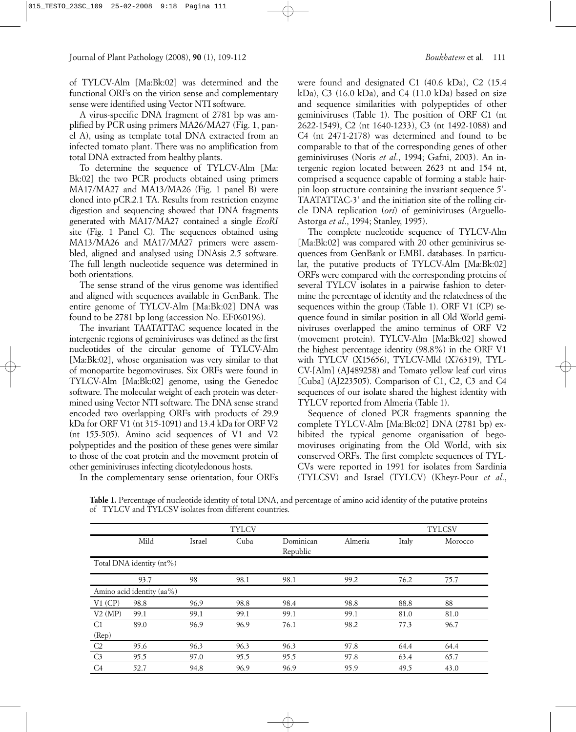of TYLCV-Alm [Ma:Bk:02] was determined and the functional ORFs on the virion sense and complementary sense were identified using Vector NTI software.

A virus-specific DNA fragment of 2781 bp was amplified by PCR using primers MA26/MA27 (Fig. 1, panel A), using as template total DNA extracted from an infected tomato plant. There was no amplification from total DNA extracted from healthy plants.

To determine the sequence of TYLCV-Alm [Ma:Bk:02] the two PCR products obtained using primers MA17/MA27 and MA13/MA26 (Fig. 1 panel B) were cloned into pCR.2.1 TA. Results from restriction enzyme digestion and sequencing showed that DNA fragments generated with MA17/MA27 contained a single *EcoRI* site (Fig. 1 Panel C). The sequences obtained using MA13/MA26 and MA17/MA27 primers were assembled, aligned and analysed using DNAsis 2.5 software. The full length nucleotide sequence was determined in both orientations.

The sense strand of the virus genome was identified and aligned with sequences available in GenBank. The entire genome of TYLCV-Alm [Ma:Bk:02] DNA was found to be 2781 bp long (accession No. EF060196).

The invariant TAATATTAC sequence located in the intergenic regions of geminiviruses was defined as the first nucleotides of the circular genome of TYLCV-Alm [Ma:Bk:02], whose organisation was very similar to that of monopartite begomoviruses. Six ORFs were found in TYLCV-Alm [Ma:Bk:02] genome, using the Genedoc software. The molecular weight of each protein was determined using Vector NTI software. The DNA sense strand encoded two overlapping ORFs with products of 29.9 kDa for ORF V1 (nt 315-1091) and 13.4 kDa for ORF V2 (nt 155-505). Amino acid sequences of V1 and V2 polypeptides and the position of these genes were similar to those of the coat protein and the movement protein of other geminiviruses infecting dicotyledonous hosts.

In the complementary sense orientation, four ORFs were found and designated C1 (40.6 kDa), C2 (15.4 kDa), C3 (16.0 kDa), and C4 (11.0 kDa) based on size and sequence similarities with polypeptides of other geminiviruses (Table 1). The position of ORF C1 (nt 2622-1549), C2 (nt 1640-1233), C3 (nt 1492-1088) and C4 (nt 2471-2178) was determined and found to be comparable to that of the corresponding genes of other geminiviruses (Noris *et al*., 1994; Gafni, 2003). An intergenic region located between 2623 nt and 154 nt, comprised a sequence capable of forming a stable hairpin loop structure containing the invariant sequence 5'-TAATATTAC-3' and the initiation site of the rolling circle DNA replication (*ori*) of geminiviruses (Arguello-Astorga *et al*., 1994; Stanley, 1995).

The complete nucleotide sequence of TYLCV-Alm [Ma:Bk:02] was compared with 20 other geminivirus sequences from GenBank or EMBL databases. In particular, the putative products of TYLCV-Alm [Ma:Bk:02] ORFs were compared with the corresponding proteins of several TYLCV isolates in a pairwise fashion to determine the percentage of identity and the relatedness of the sequences within the group (Table 1). ORF V1 (CP) sequence found in similar position in all Old World geminiviruses overlapped the amino terminus of ORF V2 (movement protein). TYLCV-Alm [Ma:Bk:02] showed the highest percentage identity (98.8%) in the ORF V1 with TYLCV (X15656), TYLCV-Mld (X76319), TYLCV-[Alm] (AJ489258) and Tomato yellow leaf curl virus [Cuba] (AJ223505). Comparison of C1, C2, C3 and C4 sequences of our isolate shared the highest identity with TYLCV reported from Almeria (Table 1).

Sequence of cloned PCR fragments spanning the complete TYLCV-Alm [Ma:Bk:02] DNA (2781 bp) exhibited the typical genome organisation of begomoviruses originating from the Old World, with six conserved ORFs. The first complete sequences of TYLCVs were reported in 1991 for isolates from Sardinia (TYLCSV) and Israel (TYLCV) (Kheyr-Pour *et al*.,

**Table 1.** Percentage of nucleotide identity of total DNA, and percentage of amino acid identity of the putative proteins of TYLCV and TYLCSV isolates from different countries.

| | TYLCV | | | | | TYLCSV | |
|---|---|---|---|---|---|---|---|
| | Mild | Israel | Cuba | Dominican Republic | Almeria | Italy | Morocco |
| Total DNA identity (nt%) | | | | | | | |
| | 93.7 | 98 | 98.1 | 98.1 | 99.2 | 76.2 | 75.7 |
| Amino acid identity (aa%) | | | | | | | |
| V1 (CP) | 98.8 | 96.9 | 98.8 | 98.4 | 98.8 | 88.8 | 88 |
| V2 (MP) | 99.1 | 99.1 | 99.1 | 99.1 | 99.1 | 81.0 | 81.0 |
| C1 (Rep) | 89.0 | 96.9 | 96.9 | 76.1 | 98.2 | 77.3 | 96.7 |
| C2 | 95.6 | 96.3 | 96.3 | 96.3 | 97.8 | 64.4 | 64.4 |
| C3 | 95.5 | 97.0 | 95.5 | 95.5 | 97.8 | 63.4 | 65.7 |
| C4 | 52.7 | 94.8 | 96.9 | 96.9 | 95.9 | 49.5 | 43.0 |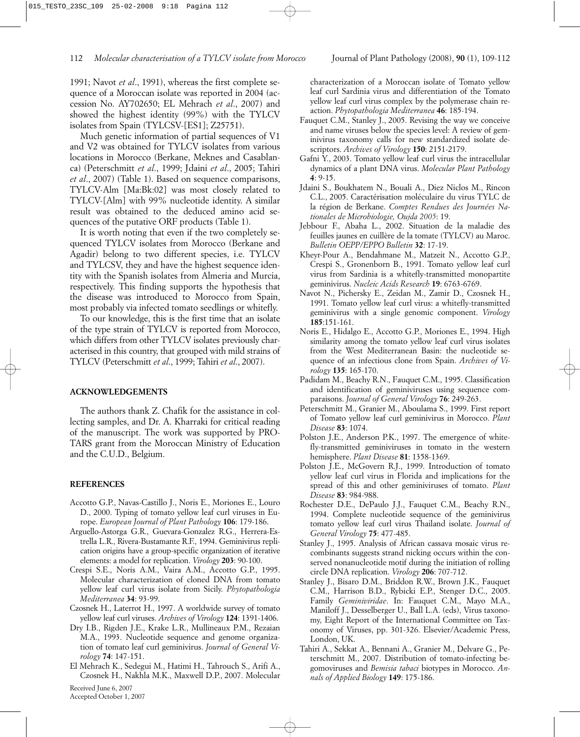1991; Navot *et al*., 1991), whereas the first complete sequence of a Moroccan isolate was reported in 2004 (accession No. AY702650; EL Mehrach *et al*., 2007) and showed the highest identity (99%) with the TYLCV isolates from Spain (TYLCSV-[ES1]; Z25751).

Much genetic information of partial sequences of V1 and V2 was obtained for TYLCV isolates from various locations in Morocco (Berkane, Meknes and Casablanca) (Peterschmitt *et al*., 1999; Jdaini *et al*., 2005; Tahiri *et al*., 2007) (Table 1). Based on sequence comparisons, TYLCV-Alm [Ma:Bk:02] was most closely related to TYLCV-[Alm] with 99% nucleotide identity. A similar result was obtained to the deduced amino acid sequences of the putative ORF products (Table 1).

It is worth noting that even if the two completely sequenced TYLCV isolates from Morocco (Berkane and Agadir) belong to two different species, i.e. TYLCV and TYLCSV, they and have the highest sequence identity with the Spanish isolates from Almeria and Murcia, respectively. This finding supports the hypothesis that the disease was introduced to Morocco from Spain, most probably via infected tomato seedlings or whitefly.

To our knowledge, this is the first time that an isolate of the type strain of TYLCV is reported from Morocco, which differs from other TYLCV isolates previously characterised in this country, that grouped with mild strains of TYLCV (Peterschmitt *et al*., 1999; Tahiri *et al*., 2007).

## ACKNOWLEDGEMENTS

The authors thank Z. Chafik for the assistance in collecting samples, and Dr. A. Kharraki for critical reading of the manuscript. The work was supported by PROTARS grant from the Moroccan Ministry of Education and the C.U.D., Belgium.

## REFERENCES

Accotto G.P., Navas-Castillo J., Noris E., Moriones E., Louro D., 2000. Typing of tomato yellow leaf curl viruses in Europe. *European Journal of Plant Pathology* **106**: 179-186.

Arguello-Astorga G.R., Guevara-Gonzalez R.G., Herrera-Estrella L.R., Rivera-Bustamante R.F., 1994. Geminivirus replication origins have a group-specific organization of iterative elements: a model for replication. *Virology* **203**: 90-100.

Crespi S.E., Noris A.M., Vaira A.M., Accotto G.P., 1995. Molecular characterization of cloned DNA from tomato yellow leaf curl virus isolate from Sicily. *Phytopathologia Mediterranea* **34**: 93-99.

Czosnek H., Laterrot H., 1997. A worldwide survey of tomato yellow leaf curl viruses. *Archives of Virology* **124**: 1391-1406.

Dry I.B., Rigden J.E., Krake L.R., Mullineaux P.M., Rezaian M.A., 1993. Nucleotide sequence and genome organization of tomato leaf curl geminivirus. *Journal of General Virology* **74**: 147-151.

El Mehrach K., Sedegui M., Hatimi H., Tahrouch S., Arifi A., Czosnek H., Nakhla M.K., Maxwell D.P., 2007. Molecular characterization of a Moroccan isolate of Tomato yellow leaf curl Sardinia virus and differentiation of the Tomato yellow leaf curl virus complex by the polymerase chain reaction. *Phytopathologia Mediterranea* **46**: 185-194.

Fauquet C.M., Stanley J., 2005. Revising the way we conceive and name viruses below the species level: A review of geminivirus taxonomy calls for new standardized isolate descriptors. *Archives of Virology* **150**: 2151-2179.

Gafni Y., 2003. Tomato yellow leaf curl virus the intracellular dynamics of a plant DNA virus. *Molecular Plant Pathology* **4**: 9-15.

Jdaini S., Boukhatem N., Bouali A., Diez Niclos M., Rincon C.L., 2005. Caractérisation moléculaire du virus TYLC de la région de Berkane. *Comptes Rendues des Journées Nationales de Microbiologie, Oujda 2005*: 19.

Jebbour F., Abaha L., 2002. Situation de la maladie des feuilles jaunes en cuillère de la tomate (TYLCV) au Maroc. *Bulletin OEPP/EPPO Bulletin* **32**: 17-19.

Kheyr-Pour A., Bendahmane M., Matzeit N., Accotto G.P., Crespi S., Gronenborn B., 1991. Tomato yellow leaf curl virus from Sardinia is a whitefly-transmitted monopartite geminivirus. *Nucleic Acids Research* **19**: 6763-6769.

Navot N., Pichersky E., Zeidan M., Zamir D., Czosnek H., 1991. Tomato yellow leaf curl virus: a whitefly-transmitted geminivirus with a single genomic component. *Virology* **185**:151-161.

Noris E., Hidalgo E., Accotto G.P., Moriones E., 1994. High similarity among the tomato yellow leaf curl virus isolates from the West Mediterranean Basin: the nucleotide sequence of an infectious clone from Spain. *Archives of Virology* **135**: 165-170.

Padidam M., Beachy R.N., Fauquet C.M., 1995. Classification and identification of geminiviruses using sequence comparaisons. *Journal of General Virology* **76**: 249-263.

Peterschmitt M., Granier M., Aboulama S., 1999. First report of Tomato yellow leaf curl geminivirus in Morocco. *Plant Disease* **83**: 1074.

Polston J.E., Anderson P.K., 1997. The emergence of whitefly-transmitted geminiviruses in tomato in the western hemisphere. *Plant Disease* **81**: 1358-1369.

Polston J.E., McGovern R.J., 1999. Introduction of tomato yellow leaf curl virus in Florida and implications for the spread of this and other geminiviruses of tomato. *Plant Disease* **83**: 984-988.

Rochester D.E., DePaulo J.J., Fauquet C.M., Beachy R.N., 1994. Complete nucleotide sequence of the geminivirus tomato yellow leaf curl virus Thailand isolate. *Journal of General Virology* **75**: 477-485.

Stanley J., 1995. Analysis of African cassava mosaic virus recombinants suggests strand nicking occurs within the conserved nonanucleotide motif during the initiation of rolling circle DNA replication. *Virology* **206**: 707-712.

Stanley J., Bisaro D.M., Briddon R.W., Brown J.K., Fauquet C.M., Harrison B.D., Rybicki E.P., Stenger D.C., 2005. Family *Geminiviridae*. In: Fauquet C.M., Mayo M.A., Maniloff J., Desselberger U., Ball L.A. (eds), Virus taxonomy, Eight Report of the International Committee on Taxonomy of Viruses, pp. 301-326. Elsevier/Academic Press, London, UK.

Tahiri A., Sekkat A., Bennani A., Granier M., Delvare G., Peterschmitt M., 2007. Distribution of tomato-infecting begomoviruses and *Bemisia tabaci* biotypes in Morocco. *Annals of Applied Biology* **149**: 175-186.

Received June 6, 2007
Accepted October 1, 2007